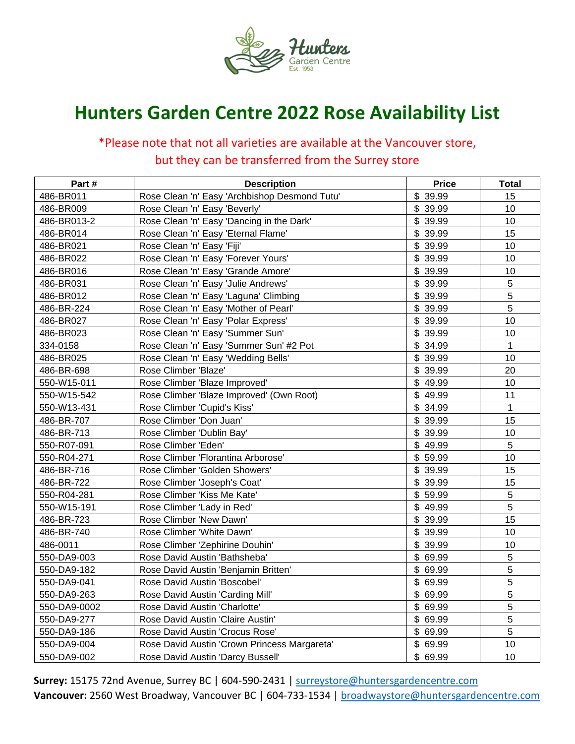Hunters Garden Centre Est. 1953

# Hunters Garden Centre 2022 Rose Availability List

*Please note that not all varieties are available at the Vancouver store, but they can be transferred from the Surrey store

| Part # | Description | Price | Total |
|---|---|---|---|
| 486-BR011 | Rose Clean 'n' Easy 'Archbishop Desmond Tutu' | $ 39.99 | 15 |
| 486-BR009 | Rose Clean 'n' Easy 'Beverly' | $ 39.99 | 10 |
| 486-BR013-2 | Rose Clean 'n' Easy 'Dancing in the Dark' | $ 39.99 | 10 |
| 486-BR014 | Rose Clean 'n' Easy 'Eternal Flame' | $ 39.99 | 15 |
| 486-BR021 | Rose Clean 'n' Easy 'Fiji' | $ 39.99 | 10 |
| 486-BR022 | Rose Clean 'n' Easy 'Forever Yours' | $ 39.99 | 10 |
| 486-BR016 | Rose Clean 'n' Easy 'Grande Amore' | $ 39.99 | 10 |
| 486-BR031 | Rose Clean 'n' Easy 'Julie Andrews' | $ 39.99 | 5 |
| 486-BR012 | Rose Clean 'n' Easy 'Laguna' Climbing | $ 39.99 | 5 |
| 486-BR-224 | Rose Clean 'n' Easy 'Mother of Pearl' | $ 39.99 | 5 |
| 486-BR027 | Rose Clean 'n' Easy 'Polar Express' | $ 39.99 | 10 |
| 486-BR023 | Rose Clean 'n' Easy 'Summer Sun' | $ 39.99 | 10 |
| 334-0158 | Rose Clean 'n' Easy 'Summer Sun' #2 Pot | $ 34.99 | 1 |
| 486-BR025 | Rose Clean 'n' Easy 'Wedding Bells' | $ 39.99 | 10 |
| 486-BR-698 | Rose Climber 'Blaze' | $ 39.99 | 20 |
| 550-W15-011 | Rose Climber 'Blaze Improved' | $ 49.99 | 10 |
| 550-W15-542 | Rose Climber 'Blaze Improved' (Own Root) | $ 49.99 | 11 |
| 550-W13-431 | Rose Climber 'Cupid's Kiss' | $ 34.99 | 1 |
| 486-BR-707 | Rose Climber 'Don Juan' | $ 39.99 | 15 |
| 486-BR-713 | Rose Climber 'Dublin Bay' | $ 39.99 | 10 |
| 550-R07-091 | Rose Climber 'Eden' | $ 49.99 | 5 |
| 550-R04-271 | Rose Climber 'Florantina Arborose' | $ 59.99 | 10 |
| 486-BR-716 | Rose Climber 'Golden Showers' | $ 39.99 | 15 |
| 486-BR-722 | Rose Climber 'Joseph's Coat' | $ 39.99 | 15 |
| 550-R04-281 | Rose Climber 'Kiss Me Kate' | $ 59.99 | 5 |
| 550-W15-191 | Rose Climber 'Lady in Red' | $ 49.99 | 5 |
| 486-BR-723 | Rose Climber 'New Dawn' | $ 39.99 | 15 |
| 486-BR-740 | Rose Climber 'White Dawn' | $ 39.99 | 10 |
| 486-0011 | Rose Climber 'Zephirine Douhin' | $ 39.99 | 10 |
| 550-DA9-003 | Rose David Austin 'Bathsheba' | $ 69.99 | 5 |
| 550-DA9-182 | Rose David Austin 'Benjamin Britten' | $ 69.99 | 5 |
| 550-DA9-041 | Rose David Austin 'Boscobel' | $ 69.99 | 5 |
| 550-DA9-263 | Rose David Austin 'Carding Mill' | $ 69.99 | 5 |
| 550-DA9-0002 | Rose David Austin 'Charlotte' | $ 69.99 | 5 |
| 550-DA9-277 | Rose David Austin 'Claire Austin' | $ 69.99 | 5 |
| 550-DA9-186 | Rose David Austin 'Crocus Rose' | $ 69.99 | 5 |
| 550-DA9-004 | Rose David Austin 'Crown Princess Margareta' | $ 69.99 | 10 |
| 550-DA9-002 | Rose David Austin 'Darcy Bussell' | $ 69.99 | 10 |

**Surrey:** 15175 72nd Avenue, Surrey BC | 604-590-2431 | surreystore@huntersgardencentre.com
**Vancouver:** 2560 West Broadway, Vancouver BC | 604-733-1534 | broadwaystore@huntersgardencentre.com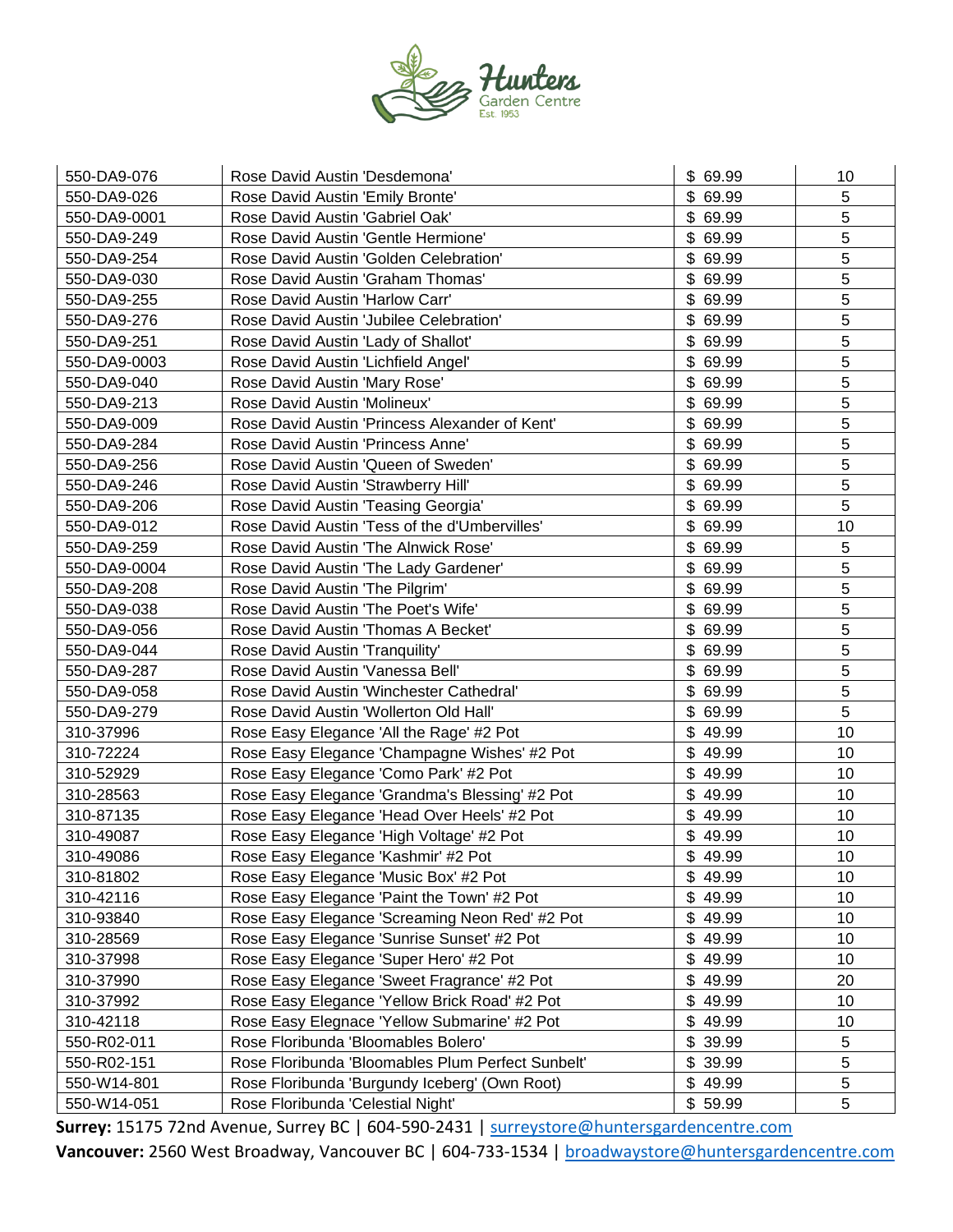| | | | |
|---|---|---|---|
| 550-DA9-076 | Rose David Austin 'Desdemona' | $ 69.99 | 10 |
| 550-DA9-026 | Rose David Austin 'Emily Bronte' | $ 69.99 | 5 |
| 550-DA9-0001 | Rose David Austin 'Gabriel Oak' | $ 69.99 | 5 |
| 550-DA9-249 | Rose David Austin 'Gentle Hermione' | $ 69.99 | 5 |
| 550-DA9-254 | Rose David Austin 'Golden Celebration' | $ 69.99 | 5 |
| 550-DA9-030 | Rose David Austin 'Graham Thomas' | $ 69.99 | 5 |
| 550-DA9-255 | Rose David Austin 'Harlow Carr' | $ 69.99 | 5 |
| 550-DA9-276 | Rose David Austin 'Jubilee Celebration' | $ 69.99 | 5 |
| 550-DA9-251 | Rose David Austin 'Lady of Shallot' | $ 69.99 | 5 |
| 550-DA9-0003 | Rose David Austin 'Lichfield Angel' | $ 69.99 | 5 |
| 550-DA9-040 | Rose David Austin 'Mary Rose' | $ 69.99 | 5 |
| 550-DA9-213 | Rose David Austin 'Molineux' | $ 69.99 | 5 |
| 550-DA9-009 | Rose David Austin 'Princess Alexander of Kent' | $ 69.99 | 5 |
| 550-DA9-284 | Rose David Austin 'Princess Anne' | $ 69.99 | 5 |
| 550-DA9-256 | Rose David Austin 'Queen of Sweden' | $ 69.99 | 5 |
| 550-DA9-246 | Rose David Austin 'Strawberry Hill' | $ 69.99 | 5 |
| 550-DA9-206 | Rose David Austin 'Teasing Georgia' | $ 69.99 | 5 |
| 550-DA9-012 | Rose David Austin 'Tess of the d'Umbervilles' | $ 69.99 | 10 |
| 550-DA9-259 | Rose David Austin 'The Alnwick Rose' | $ 69.99 | 5 |
| 550-DA9-0004 | Rose David Austin 'The Lady Gardener' | $ 69.99 | 5 |
| 550-DA9-208 | Rose David Austin 'The Pilgrim' | $ 69.99 | 5 |
| 550-DA9-038 | Rose David Austin 'The Poet's Wife' | $ 69.99 | 5 |
| 550-DA9-056 | Rose David Austin 'Thomas A Becket' | $ 69.99 | 5 |
| 550-DA9-044 | Rose David Austin 'Tranquility' | $ 69.99 | 5 |
| 550-DA9-287 | Rose David Austin 'Vanessa Bell' | $ 69.99 | 5 |
| 550-DA9-058 | Rose David Austin 'Winchester Cathedral' | $ 69.99 | 5 |
| 550-DA9-279 | Rose David Austin 'Wollerton Old Hall' | $ 69.99 | 5 |
| 310-37996 | Rose Easy Elegance 'All the Rage' #2 Pot | $ 49.99 | 10 |
| 310-72224 | Rose Easy Elegance 'Champagne Wishes' #2 Pot | $ 49.99 | 10 |
| 310-52929 | Rose Easy Elegance 'Como Park' #2 Pot | $ 49.99 | 10 |
| 310-28563 | Rose Easy Elegance 'Grandma's Blessing' #2 Pot | $ 49.99 | 10 |
| 310-87135 | Rose Easy Elegance 'Head Over Heels' #2 Pot | $ 49.99 | 10 |
| 310-49087 | Rose Easy Elegance 'High Voltage' #2 Pot | $ 49.99 | 10 |
| 310-49086 | Rose Easy Elegance 'Kashmir' #2 Pot | $ 49.99 | 10 |
| 310-81802 | Rose Easy Elegance 'Music Box' #2 Pot | $ 49.99 | 10 |
| 310-42116 | Rose Easy Elegance 'Paint the Town' #2 Pot | $ 49.99 | 10 |
| 310-93840 | Rose Easy Elegance 'Screaming Neon Red' #2 Pot | $ 49.99 | 10 |
| 310-28569 | Rose Easy Elegance 'Sunrise Sunset' #2 Pot | $ 49.99 | 10 |
| 310-37998 | Rose Easy Elegance 'Super Hero' #2 Pot | $ 49.99 | 10 |
| 310-37990 | Rose Easy Elegance 'Sweet Fragrance' #2 Pot | $ 49.99 | 20 |
| 310-37992 | Rose Easy Elegance 'Yellow Brick Road' #2 Pot | $ 49.99 | 10 |
| 310-42118 | Rose Easy Elegnace 'Yellow Submarine' #2 Pot | $ 49.99 | 10 |
| 550-R02-011 | Rose Floribunda 'Bloomables Bolero' | $ 39.99 | 5 |
| 550-R02-151 | Rose Floribunda 'Bloomables Plum Perfect Sunbelt' | $ 39.99 | 5 |
| 550-W14-801 | Rose Floribunda 'Burgundy Iceberg' (Own Root) | $ 49.99 | 5 |
| 550-W14-051 | Rose Floribunda 'Celestial Night' | $ 59.99 | 5 |

**Surrey:** 15175 72nd Avenue, Surrey BC | 604-590-2431 | surreystore@huntersgardencentre.com
**Vancouver:** 2560 West Broadway, Vancouver BC | 604-733-1534 | broadwaystore@huntersgardencentre.com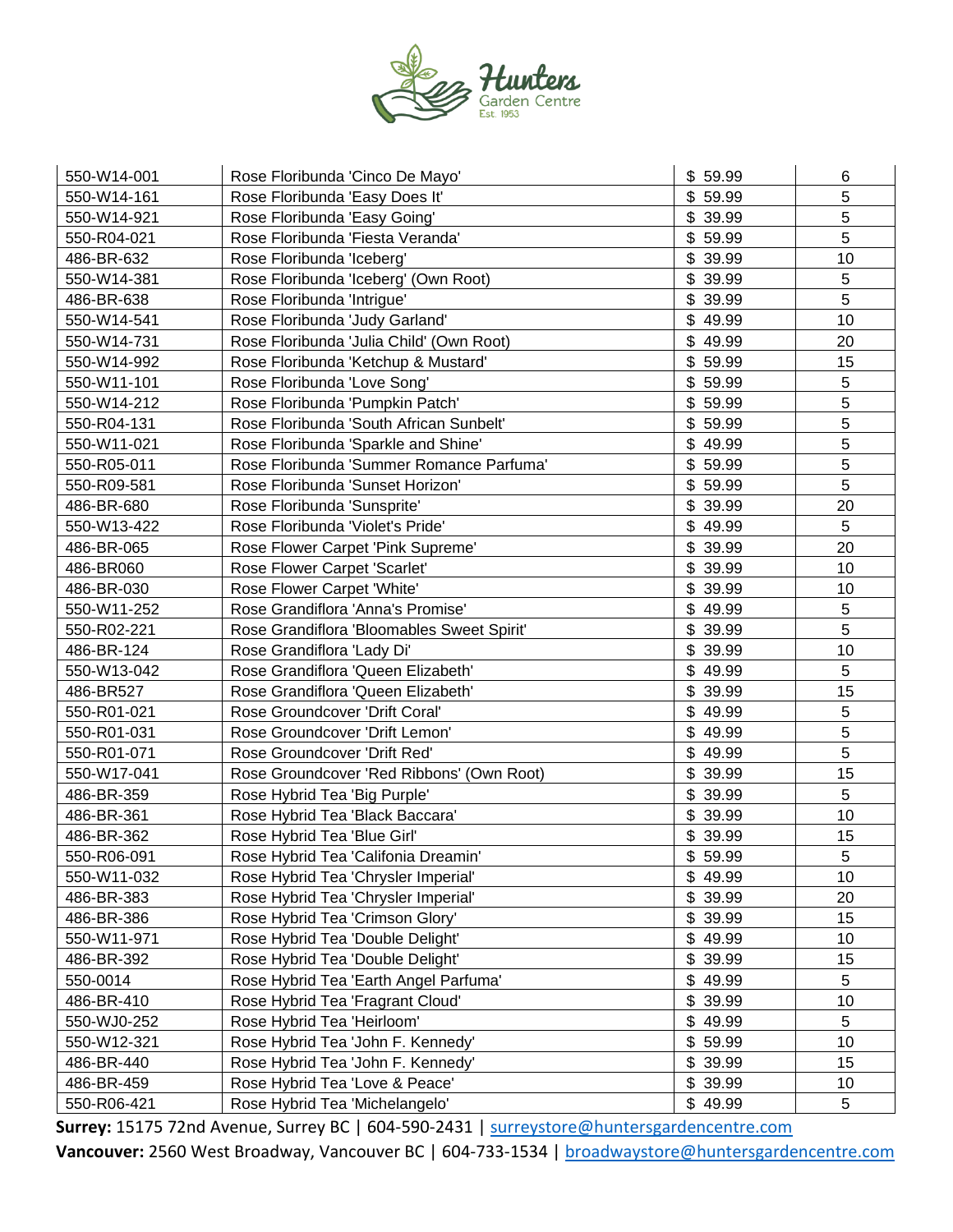| | | | |
|---|---|---|---|
| 550-W14-001 | Rose Floribunda 'Cinco De Mayo' | $ 59.99 | 6 |
| 550-W14-161 | Rose Floribunda 'Easy Does It' | $ 59.99 | 5 |
| 550-W14-921 | Rose Floribunda 'Easy Going' | $ 39.99 | 5 |
| 550-R04-021 | Rose Floribunda 'Fiesta Veranda' | $ 59.99 | 5 |
| 486-BR-632 | Rose Floribunda 'Iceberg' | $ 39.99 | 10 |
| 550-W14-381 | Rose Floribunda 'Iceberg' (Own Root) | $ 39.99 | 5 |
| 486-BR-638 | Rose Floribunda 'Intrigue' | $ 39.99 | 5 |
| 550-W14-541 | Rose Floribunda 'Judy Garland' | $ 49.99 | 10 |
| 550-W14-731 | Rose Floribunda 'Julia Child' (Own Root) | $ 49.99 | 20 |
| 550-W14-992 | Rose Floribunda 'Ketchup & Mustard' | $ 59.99 | 15 |
| 550-W11-101 | Rose Floribunda 'Love Song' | $ 59.99 | 5 |
| 550-W14-212 | Rose Floribunda 'Pumpkin Patch' | $ 59.99 | 5 |
| 550-R04-131 | Rose Floribunda 'South African Sunbelt' | $ 59.99 | 5 |
| 550-W11-021 | Rose Floribunda 'Sparkle and Shine' | $ 49.99 | 5 |
| 550-R05-011 | Rose Floribunda 'Summer Romance Parfuma' | $ 59.99 | 5 |
| 550-R09-581 | Rose Floribunda 'Sunset Horizon' | $ 59.99 | 5 |
| 486-BR-680 | Rose Floribunda 'Sunsprite' | $ 39.99 | 20 |
| 550-W13-422 | Rose Floribunda 'Violet's Pride' | $ 49.99 | 5 |
| 486-BR-065 | Rose Flower Carpet 'Pink Supreme' | $ 39.99 | 20 |
| 486-BR060 | Rose Flower Carpet 'Scarlet' | $ 39.99 | 10 |
| 486-BR-030 | Rose Flower Carpet 'White' | $ 39.99 | 10 |
| 550-W11-252 | Rose Grandiflora 'Anna's Promise' | $ 49.99 | 5 |
| 550-R02-221 | Rose Grandiflora 'Bloomables Sweet Spirit' | $ 39.99 | 5 |
| 486-BR-124 | Rose Grandiflora 'Lady Di' | $ 39.99 | 10 |
| 550-W13-042 | Rose Grandiflora 'Queen Elizabeth' | $ 49.99 | 5 |
| 486-BR527 | Rose Grandiflora 'Queen Elizabeth' | $ 39.99 | 15 |
| 550-R01-021 | Rose Groundcover 'Drift Coral' | $ 49.99 | 5 |
| 550-R01-031 | Rose Groundcover 'Drift Lemon' | $ 49.99 | 5 |
| 550-R01-071 | Rose Groundcover 'Drift Red' | $ 49.99 | 5 |
| 550-W17-041 | Rose Groundcover 'Red Ribbons' (Own Root) | $ 39.99 | 15 |
| 486-BR-359 | Rose Hybrid Tea 'Big Purple' | $ 39.99 | 5 |
| 486-BR-361 | Rose Hybrid Tea 'Black Baccara' | $ 39.99 | 10 |
| 486-BR-362 | Rose Hybrid Tea 'Blue Girl' | $ 39.99 | 15 |
| 550-R06-091 | Rose Hybrid Tea 'Califonia Dreamin' | $ 59.99 | 5 |
| 550-W11-032 | Rose Hybrid Tea 'Chrysler Imperial' | $ 49.99 | 10 |
| 486-BR-383 | Rose Hybrid Tea 'Chrysler Imperial' | $ 39.99 | 20 |
| 486-BR-386 | Rose Hybrid Tea 'Crimson Glory' | $ 39.99 | 15 |
| 550-W11-971 | Rose Hybrid Tea 'Double Delight' | $ 49.99 | 10 |
| 486-BR-392 | Rose Hybrid Tea 'Double Delight' | $ 39.99 | 15 |
| 550-0014 | Rose Hybrid Tea 'Earth Angel Parfuma' | $ 49.99 | 5 |
| 486-BR-410 | Rose Hybrid Tea 'Fragrant Cloud' | $ 39.99 | 10 |
| 550-WJ0-252 | Rose Hybrid Tea 'Heirloom' | $ 49.99 | 5 |
| 550-W12-321 | Rose Hybrid Tea 'John F. Kennedy' | $ 59.99 | 10 |
| 486-BR-440 | Rose Hybrid Tea 'John F. Kennedy' | $ 39.99 | 15 |
| 486-BR-459 | Rose Hybrid Tea 'Love & Peace' | $ 39.99 | 10 |
| 550-R06-421 | Rose Hybrid Tea 'Michelangelo' | $ 49.99 | 5 |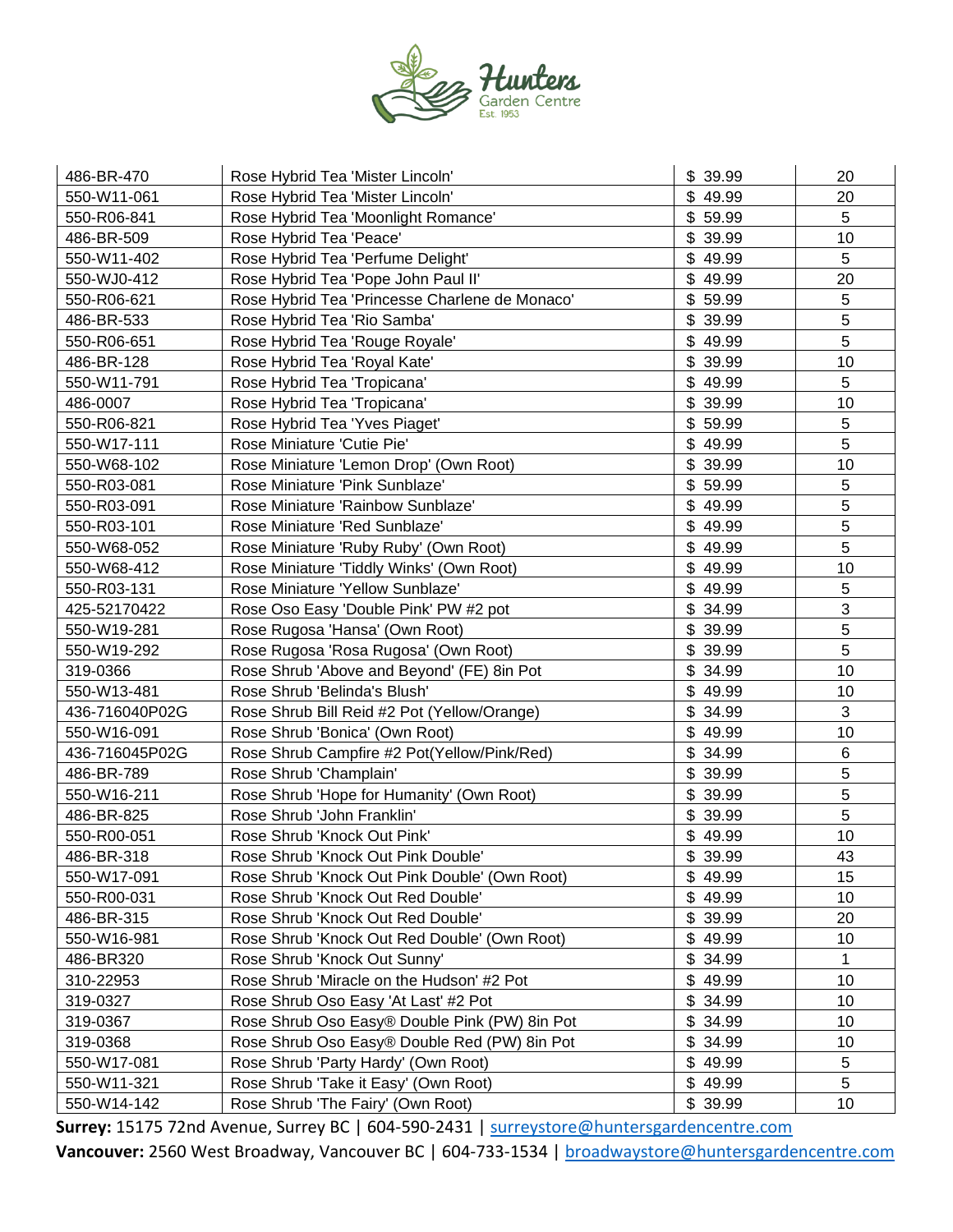| 486-BR-470 | Rose Hybrid Tea 'Mister Lincoln' | $ 39.99 | 20 |
|---|---|---|---|
| 550-W11-061 | Rose Hybrid Tea 'Mister Lincoln' | $ 49.99 | 20 |
| 550-R06-841 | Rose Hybrid Tea 'Moonlight Romance' | $ 59.99 | 5 |
| 486-BR-509 | Rose Hybrid Tea 'Peace' | $ 39.99 | 10 |
| 550-W11-402 | Rose Hybrid Tea 'Perfume Delight' | $ 49.99 | 5 |
| 550-WJ0-412 | Rose Hybrid Tea 'Pope John Paul II' | $ 49.99 | 20 |
| 550-R06-621 | Rose Hybrid Tea 'Princesse Charlene de Monaco' | $ 59.99 | 5 |
| 486-BR-533 | Rose Hybrid Tea 'Rio Samba' | $ 39.99 | 5 |
| 550-R06-651 | Rose Hybrid Tea 'Rouge Royale' | $ 49.99 | 5 |
| 486-BR-128 | Rose Hybrid Tea 'Royal Kate' | $ 39.99 | 10 |
| 550-W11-791 | Rose Hybrid Tea 'Tropicana' | $ 49.99 | 5 |
| 486-0007 | Rose Hybrid Tea 'Tropicana' | $ 39.99 | 10 |
| 550-R06-821 | Rose Hybrid Tea 'Yves Piaget' | $ 59.99 | 5 |
| 550-W17-111 | Rose Miniature 'Cutie Pie' | $ 49.99 | 5 |
| 550-W68-102 | Rose Miniature 'Lemon Drop' (Own Root) | $ 39.99 | 10 |
| 550-R03-081 | Rose Miniature 'Pink Sunblaze' | $ 59.99 | 5 |
| 550-R03-091 | Rose Miniature 'Rainbow Sunblaze' | $ 49.99 | 5 |
| 550-R03-101 | Rose Miniature 'Red Sunblaze' | $ 49.99 | 5 |
| 550-W68-052 | Rose Miniature 'Ruby Ruby' (Own Root) | $ 49.99 | 5 |
| 550-W68-412 | Rose Miniature 'Tiddly Winks' (Own Root) | $ 49.99 | 10 |
| 550-R03-131 | Rose Miniature 'Yellow Sunblaze' | $ 49.99 | 5 |
| 425-52170422 | Rose Oso Easy 'Double Pink' PW #2 pot | $ 34.99 | 3 |
| 550-W19-281 | Rose Rugosa 'Hansa' (Own Root) | $ 39.99 | 5 |
| 550-W19-292 | Rose Rugosa 'Rosa Rugosa' (Own Root) | $ 39.99 | 5 |
| 319-0366 | Rose Shrub 'Above and Beyond' (FE) 8in Pot | $ 34.99 | 10 |
| 550-W13-481 | Rose Shrub 'Belinda's Blush' | $ 49.99 | 10 |
| 436-716040P02G | Rose Shrub Bill Reid #2 Pot (Yellow/Orange) | $ 34.99 | 3 |
| 550-W16-091 | Rose Shrub 'Bonica' (Own Root) | $ 49.99 | 10 |
| 436-716045P02G | Rose Shrub Campfire #2 Pot(Yellow/Pink/Red) | $ 34.99 | 6 |
| 486-BR-789 | Rose Shrub 'Champlain' | $ 39.99 | 5 |
| 550-W16-211 | Rose Shrub 'Hope for Humanity' (Own Root) | $ 39.99 | 5 |
| 486-BR-825 | Rose Shrub 'John Franklin' | $ 39.99 | 5 |
| 550-R00-051 | Rose Shrub 'Knock Out Pink' | $ 49.99 | 10 |
| 486-BR-318 | Rose Shrub 'Knock Out Pink Double' | $ 39.99 | 43 |
| 550-W17-091 | Rose Shrub 'Knock Out Pink Double' (Own Root) | $ 49.99 | 15 |
| 550-R00-031 | Rose Shrub 'Knock Out Red Double' | $ 49.99 | 10 |
| 486-BR-315 | Rose Shrub 'Knock Out Red Double' | $ 39.99 | 20 |
| 550-W16-981 | Rose Shrub 'Knock Out Red Double' (Own Root) | $ 49.99 | 10 |
| 486-BR320 | Rose Shrub 'Knock Out Sunny' | $ 34.99 | 1 |
| 310-22953 | Rose Shrub 'Miracle on the Hudson' #2 Pot | $ 49.99 | 10 |
| 319-0327 | Rose Shrub Oso Easy 'At Last' #2 Pot | $ 34.99 | 10 |
| 319-0367 | Rose Shrub Oso Easy® Double Pink (PW) 8in Pot | $ 34.99 | 10 |
| 319-0368 | Rose Shrub Oso Easy® Double Red (PW) 8in Pot | $ 34.99 | 10 |
| 550-W17-081 | Rose Shrub 'Party Hardy' (Own Root) | $ 49.99 | 5 |
| 550-W11-321 | Rose Shrub 'Take it Easy' (Own Root) | $ 49.99 | 5 |
| 550-W14-142 | Rose Shrub 'The Fairy' (Own Root) | $ 39.99 | 10 |

**Surrey:** 15175 72nd Avenue, Surrey BC | 604-590-2431 | surreystore@huntersgardencentre.com

**Vancouver:** 2560 West Broadway, Vancouver BC | 604-733-1534 | broadwaystore@huntersgardencentre.com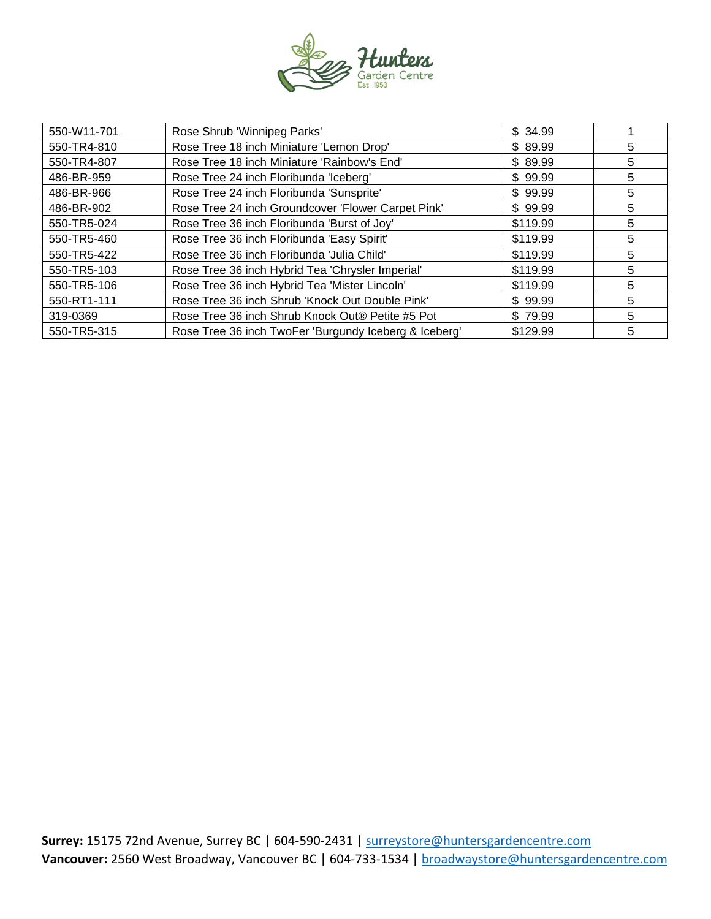| | | | |
|---|---|---|---|
| 550-W11-701 | Rose Shrub 'Winnipeg Parks' | $ 34.99 | 1 |
| 550-TR4-810 | Rose Tree 18 inch Miniature 'Lemon Drop' | $ 89.99 | 5 |
| 550-TR4-807 | Rose Tree 18 inch Miniature 'Rainbow's End' | $ 89.99 | 5 |
| 486-BR-959 | Rose Tree 24 inch Floribunda 'Iceberg' | $ 99.99 | 5 |
| 486-BR-966 | Rose Tree 24 inch Floribunda 'Sunsprite' | $ 99.99 | 5 |
| 486-BR-902 | Rose Tree 24 inch Groundcover 'Flower Carpet Pink' | $ 99.99 | 5 |
| 550-TR5-024 | Rose Tree 36 inch Floribunda 'Burst of Joy' | $119.99 | 5 |
| 550-TR5-460 | Rose Tree 36 inch Floribunda 'Easy Spirit' | $119.99 | 5 |
| 550-TR5-422 | Rose Tree 36 inch Floribunda 'Julia Child' | $119.99 | 5 |
| 550-TR5-103 | Rose Tree 36 inch Hybrid Tea 'Chrysler Imperial' | $119.99 | 5 |
| 550-TR5-106 | Rose Tree 36 inch Hybrid Tea 'Mister Lincoln' | $119.99 | 5 |
| 550-RT1-111 | Rose Tree 36 inch Shrub 'Knock Out Double Pink' | $ 99.99 | 5 |
| 319-0369 | Rose Tree 36 inch Shrub Knock Out® Petite #5 Pot | $ 79.99 | 5 |
| 550-TR5-315 | Rose Tree 36 inch TwoFer 'Burgundy Iceberg & Iceberg' | $129.99 | 5 |

**Surrey:** 15175 72nd Avenue, Surrey BC | 604-590-2431 | surreystore@huntersgardencentre.com
**Vancouver:** 2560 West Broadway, Vancouver BC | 604-733-1534 | broadwaystore@huntersgardencentre.com